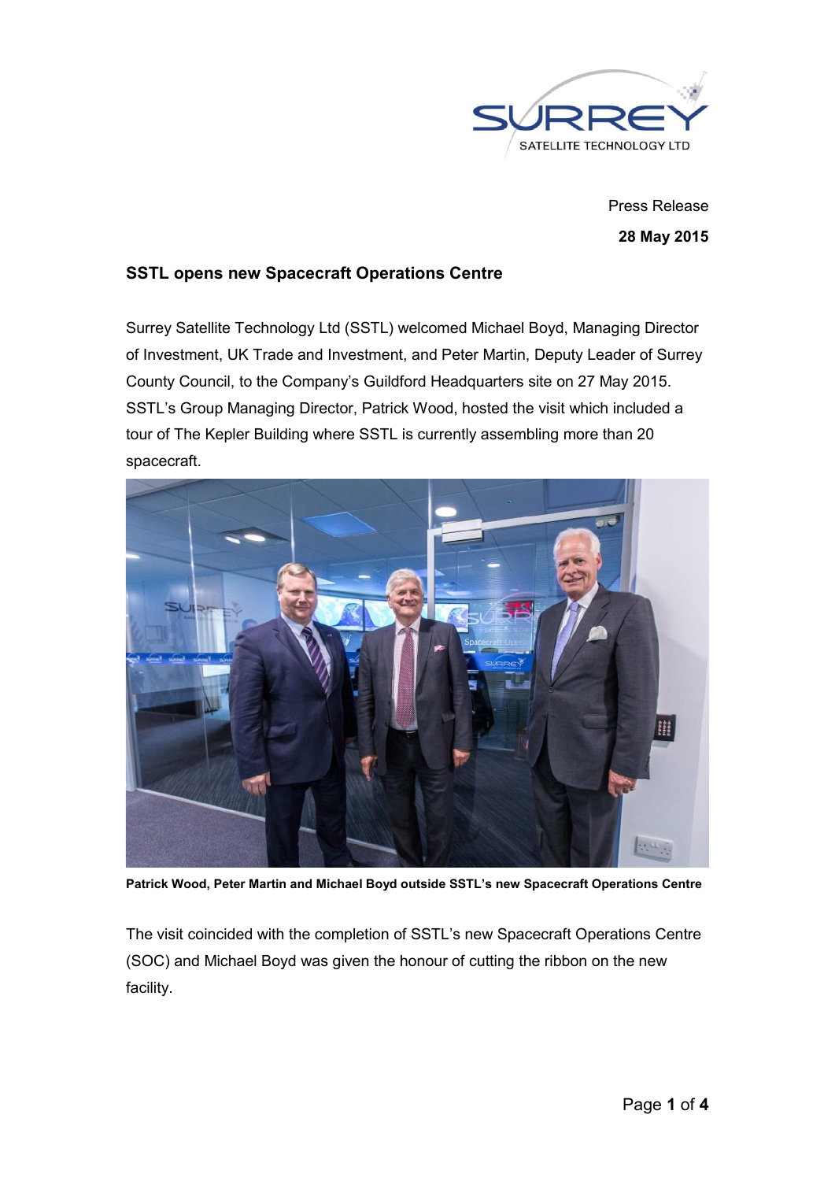Press Release

**28 May 2015**

## SSTL opens new Spacecraft Operations Centre

Surrey Satellite Technology Ltd (SSTL) welcomed Michael Boyd, Managing Director of Investment, UK Trade and Investment, and Peter Martin, Deputy Leader of Surrey County Council, to the Company's Guildford Headquarters site on 27 May 2015. SSTL's Group Managing Director, Patrick Wood, hosted the visit which included a tour of The Kepler Building where SSTL is currently assembling more than 20 spacecraft.

**Patrick Wood, Peter Martin and Michael Boyd outside SSTL's new Spacecraft Operations Centre**

The visit coincided with the completion of SSTL's new Spacecraft Operations Centre (SOC) and Michael Boyd was given the honour of cutting the ribbon on the new facility.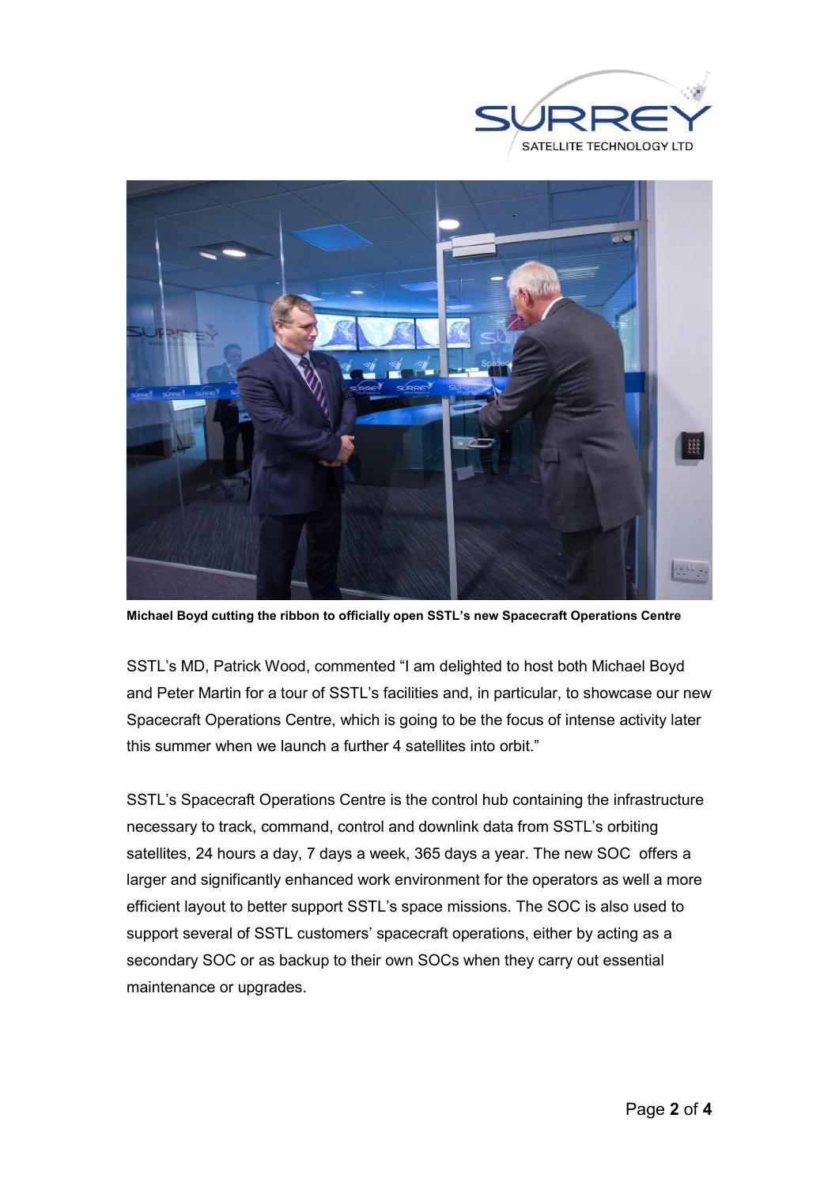**Michael Boyd cutting the ribbon to officially open SSTL's new Spacecraft Operations Centre**

SSTL's MD, Patrick Wood, commented "I am delighted to host both Michael Boyd and Peter Martin for a tour of SSTL's facilities and, in particular, to showcase our new Spacecraft Operations Centre, which is going to be the focus of intense activity later this summer when we launch a further 4 satellites into orbit."

SSTL's Spacecraft Operations Centre is the control hub containing the infrastructure necessary to track, command, control and downlink data from SSTL's orbiting satellites, 24 hours a day, 7 days a week, 365 days a year. The new SOC offers a larger and significantly enhanced work environment for the operators as well a more efficient layout to better support SSTL's space missions. The SOC is also used to support several of SSTL customers' spacecraft operations, either by acting as a secondary SOC or as backup to their own SOCs when they carry out essential maintenance or upgrades.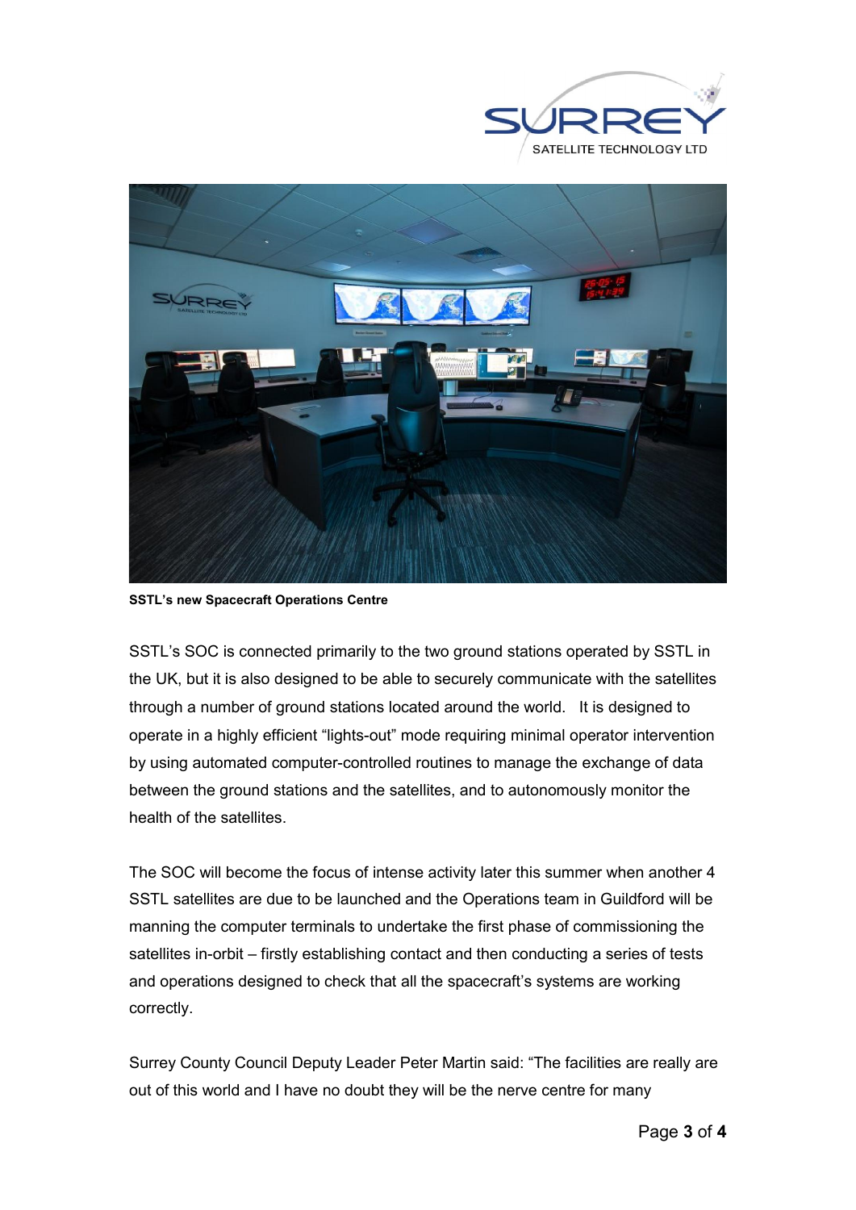**SSTL's new Spacecraft Operations Centre**

SSTL's SOC is connected primarily to the two ground stations operated by SSTL in the UK, but it is also designed to be able to securely communicate with the satellites through a number of ground stations located around the world. It is designed to operate in a highly efficient "lights-out" mode requiring minimal operator intervention by using automated computer-controlled routines to manage the exchange of data between the ground stations and the satellites, and to autonomously monitor the health of the satellites.

The SOC will become the focus of intense activity later this summer when another 4 SSTL satellites are due to be launched and the Operations team in Guildford will be manning the computer terminals to undertake the first phase of commissioning the satellites in-orbit – firstly establishing contact and then conducting a series of tests and operations designed to check that all the spacecraft's systems are working correctly.

Surrey County Council Deputy Leader Peter Martin said: "The facilities are really are out of this world and I have no doubt they will be the nerve centre for many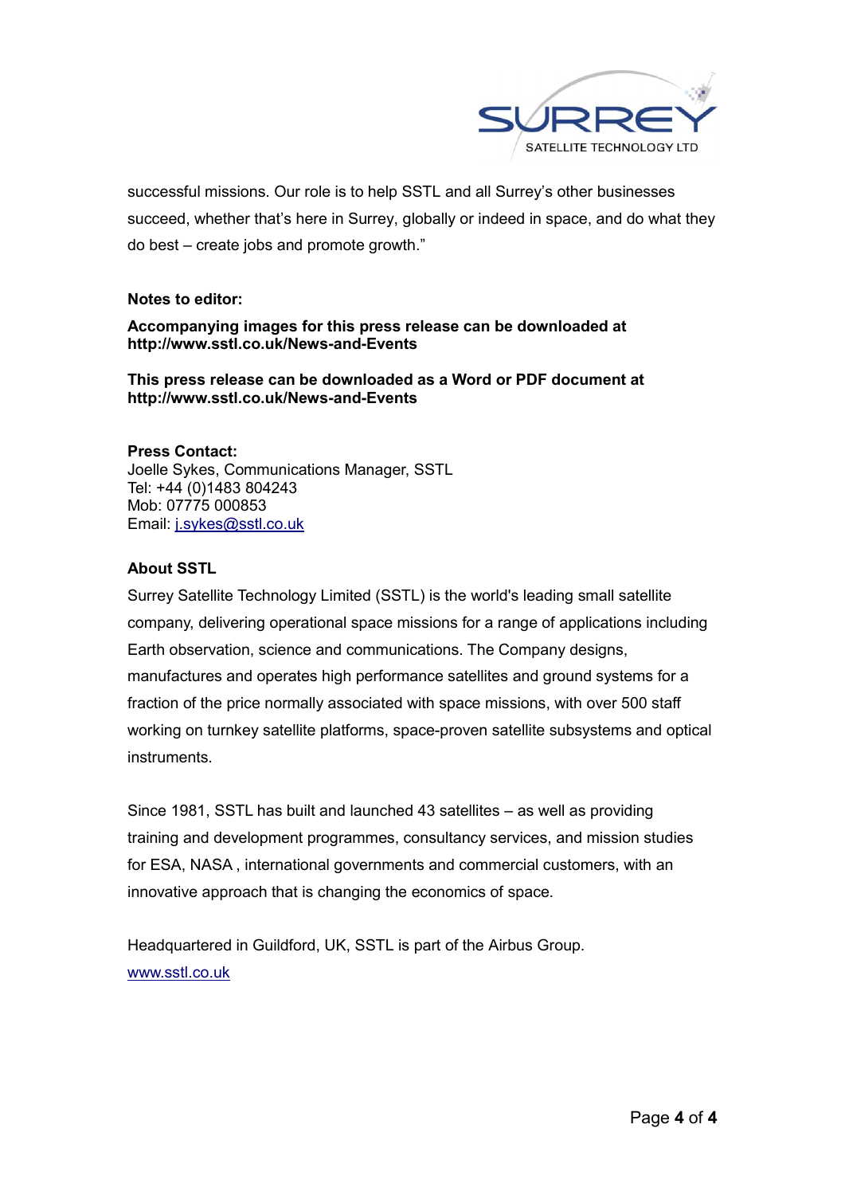successful missions. Our role is to help SSTL and all Surrey's other businesses succeed, whether that's here in Surrey, globally or indeed in space, and do what they do best – create jobs and promote growth."

**Notes to editor:**

**Accompanying images for this press release can be downloaded at http://www.sstl.co.uk/News-and-Events**

**This press release can be downloaded as a Word or PDF document at http://www.sstl.co.uk/News-and-Events**

**Press Contact:**
Joelle Sykes, Communications Manager, SSTL
Tel: +44 (0)1483 804243
Mob: 07775 000853
Email: j.sykes@sstl.co.uk

**About SSTL**

Surrey Satellite Technology Limited (SSTL) is the world's leading small satellite company, delivering operational space missions for a range of applications including Earth observation, science and communications. The Company designs, manufactures and operates high performance satellites and ground systems for a fraction of the price normally associated with space missions, with over 500 staff working on turnkey satellite platforms, space-proven satellite subsystems and optical instruments.

Since 1981, SSTL has built and launched 43 satellites – as well as providing training and development programmes, consultancy services, and mission studies for ESA, NASA , international governments and commercial customers, with an innovative approach that is changing the economics of space.

Headquartered in Guildford, UK, SSTL is part of the Airbus Group.
www.sstl.co.uk